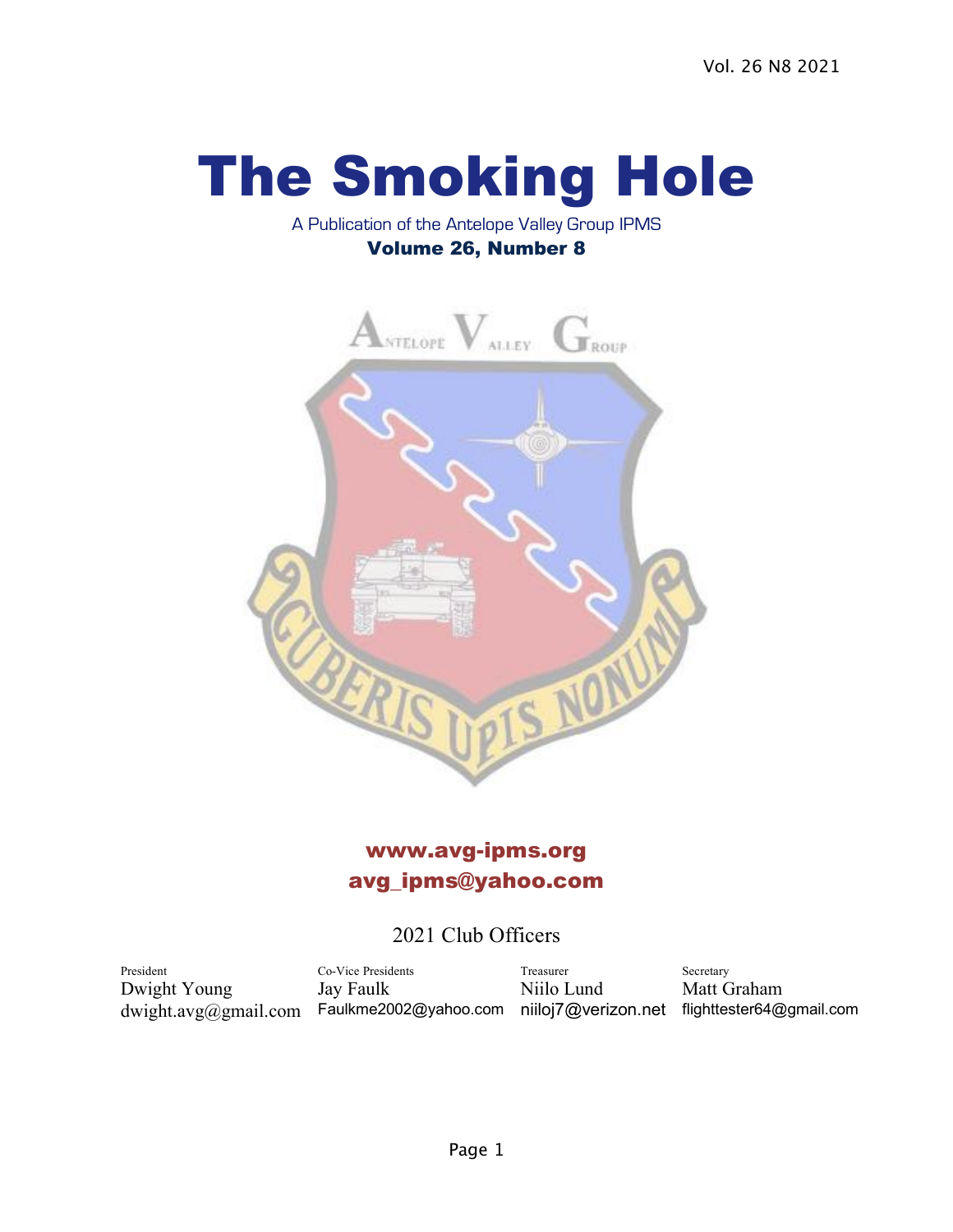# The Smoking Hole

A Publication of the Antelope Valley Group IPMS

**Volume 26, Number 8**

**www.avg-ipms.org**

**avg_ipms@yahoo.com**

## 2021 Club Officers

| President | Co-Vice Presidents | Treasurer | Secretary |
| --- | --- | --- | --- |
| Dwight Young | Jay Faulk | Niilo Lund | Matt Graham |
| dwight.avg@gmail.com | Faulkme2002@yahoo.com | niiloj7@verizon.net | flighttester64@gmail.com |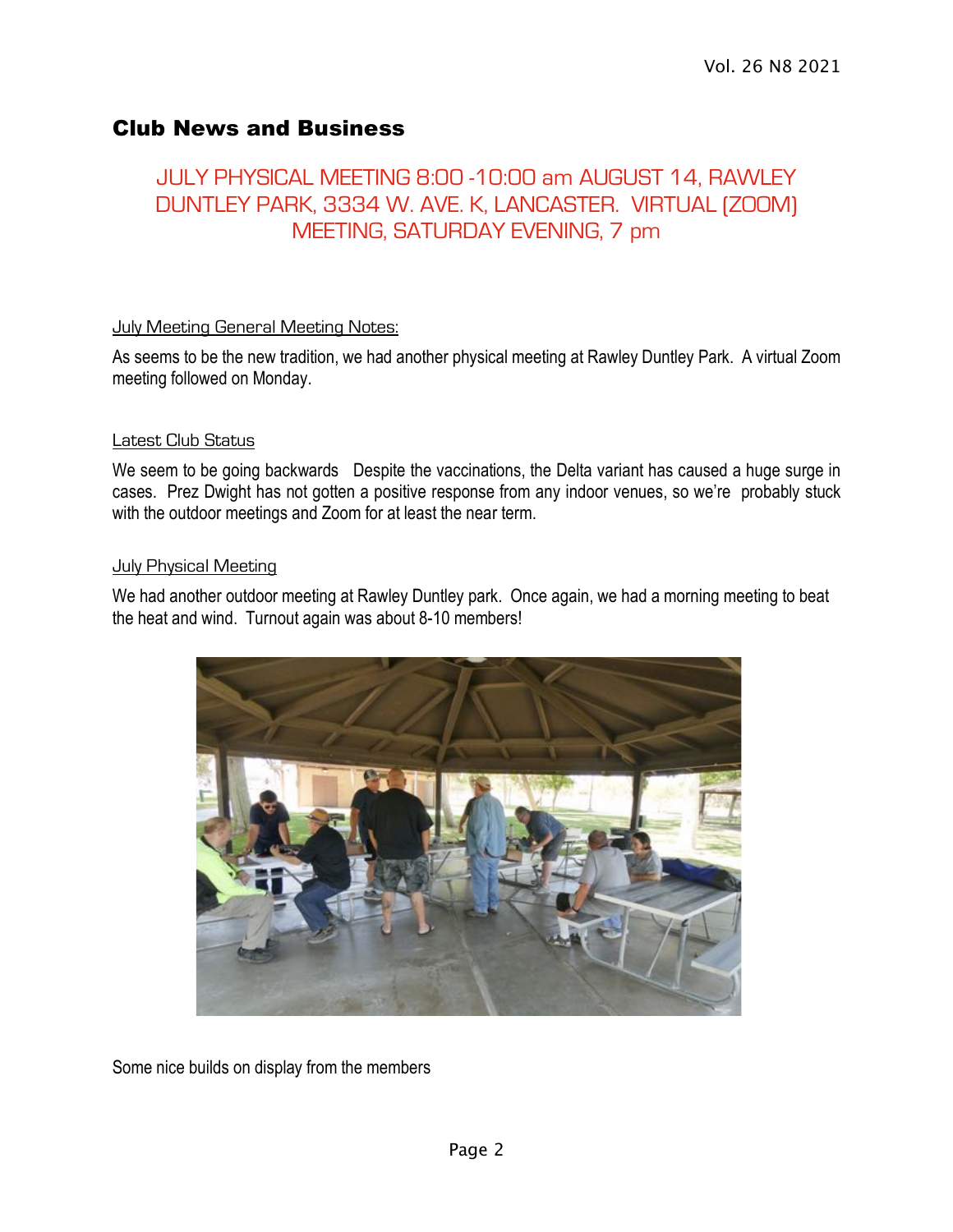## Club News and Business

JULY PHYSICAL MEETING 8:00 -10:00 am AUGUST 14, RAWLEY DUNTLEY PARK, 3334 W. AVE. K, LANCASTER. VIRTUAL (ZOOM) MEETING, SATURDAY EVENING, 7 pm

### July Meeting General Meeting Notes:

As seems to be the new tradition, we had another physical meeting at Rawley Duntley Park. A virtual Zoom meeting followed on Monday.

### Latest Club Status

We seem to be going backwards Despite the vaccinations, the Delta variant has caused a huge surge in cases. Prez Dwight has not gotten a positive response from any indoor venues, so we're probably stuck with the outdoor meetings and Zoom for at least the near term.

### July Physical Meeting

We had another outdoor meeting at Rawley Duntley park. Once again, we had a morning meeting to beat the heat and wind. Turnout again was about 8-10 members!

Some nice builds on display from the members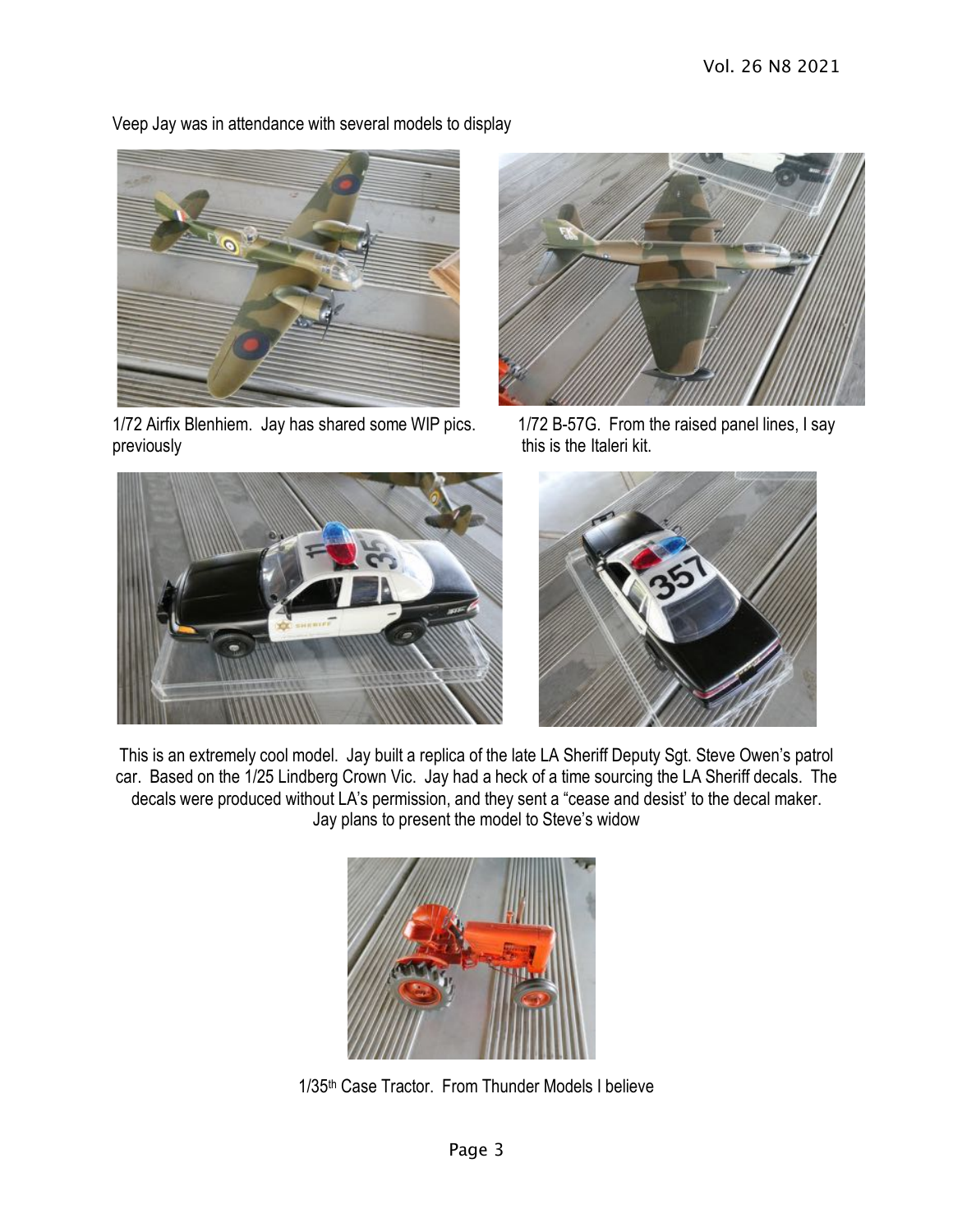Veep Jay was in attendance with several models to display

1/72 Airfix Blenhiem. Jay has shared some WIP pics. previously

1/72 B-57G. From the raised panel lines, I say this is the Italeri kit.

This is an extremely cool model. Jay built a replica of the late LA Sheriff Deputy Sgt. Steve Owen's patrol car. Based on the 1/25 Lindberg Crown Vic. Jay had a heck of a time sourcing the LA Sheriff decals. The decals were produced without LA's permission, and they sent a "cease and desist' to the decal maker. Jay plans to present the model to Steve's widow

1/35th Case Tractor. From Thunder Models I believe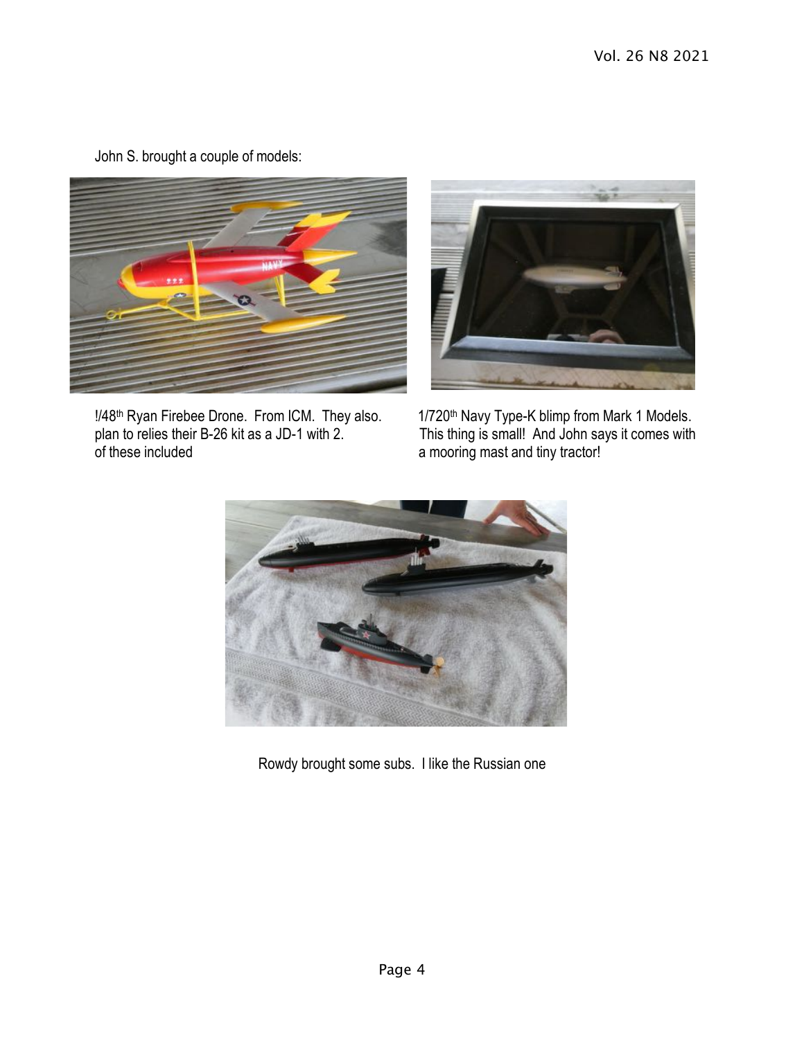John S. brought a couple of models:

!/48th Ryan Firebee Drone. From ICM. They also. plan to relies their B-26 kit as a JD-1 with 2. of these included

1/720th Navy Type-K blimp from Mark 1 Models. This thing is small! And John says it comes with a mooring mast and tiny tractor!

Rowdy brought some subs. I like the Russian one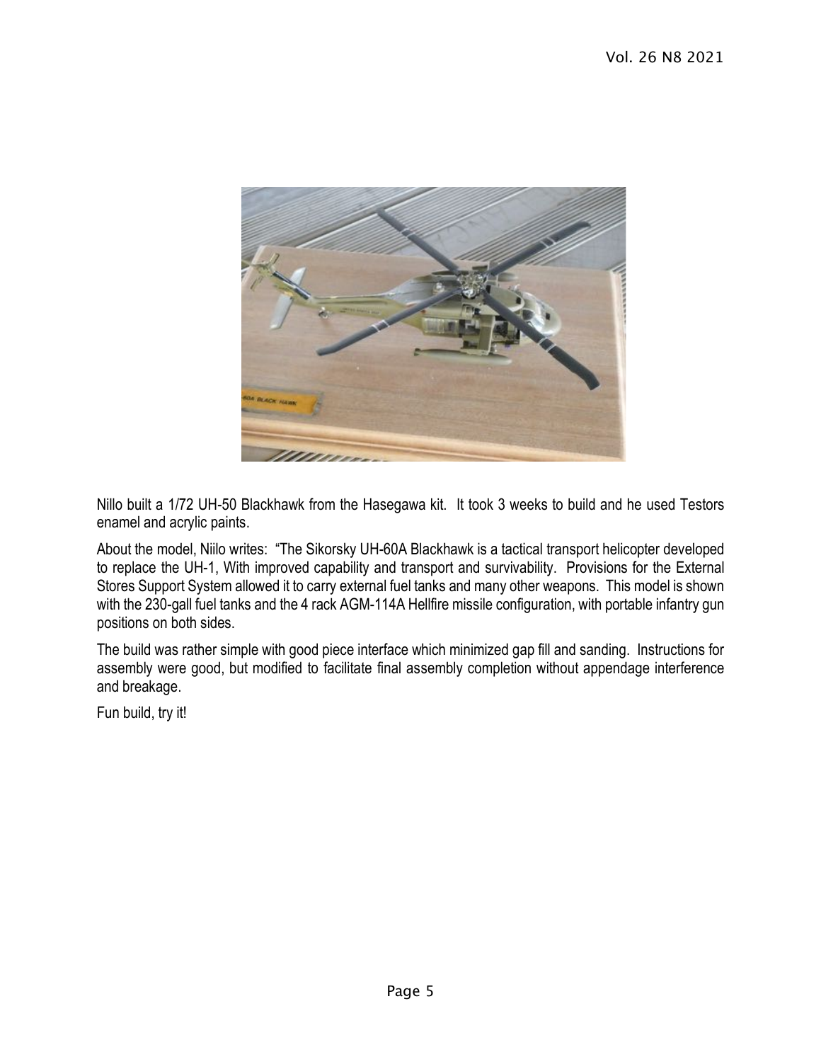Nillo built a 1/72 UH-50 Blackhawk from the Hasegawa kit. It took 3 weeks to build and he used Testors enamel and acrylic paints.

About the model, Niilo writes: "The Sikorsky UH-60A Blackhawk is a tactical transport helicopter developed to replace the UH-1, With improved capability and transport and survivability. Provisions for the External Stores Support System allowed it to carry external fuel tanks and many other weapons. This model is shown with the 230-gall fuel tanks and the 4 rack AGM-114A Hellfire missile configuration, with portable infantry gun positions on both sides.

The build was rather simple with good piece interface which minimized gap fill and sanding. Instructions for assembly were good, but modified to facilitate final assembly completion without appendage interference and breakage.

Fun build, try it!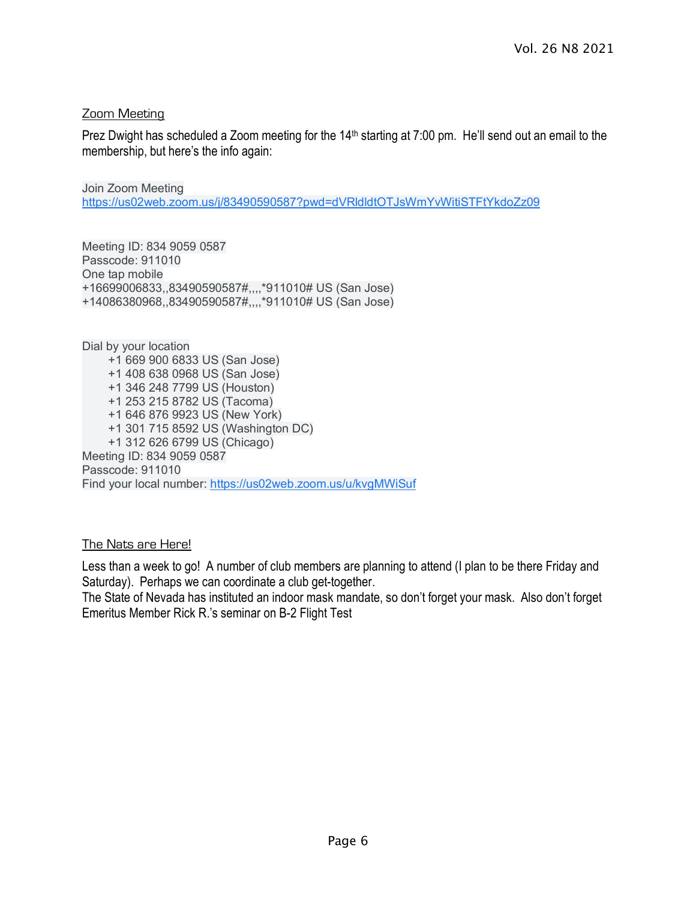## Zoom Meeting

Prez Dwight has scheduled a Zoom meeting for the 14th starting at 7:00 pm. He'll send out an email to the membership, but here's the info again:

Join Zoom Meeting
https://us02web.zoom.us/j/83490590587?pwd=dVRldldtOTJsWmYvWitiSTFtYkdoZz09

Meeting ID: 834 9059 0587
Passcode: 911010
One tap mobile
+16699006833,,83490590587#,,,,*911010# US (San Jose)
+14086380968,,83490590587#,,,,*911010# US (San Jose)

Dial by your location
- +1 669 900 6833 US (San Jose)
- +1 408 638 0968 US (San Jose)
- +1 346 248 7799 US (Houston)
- +1 253 215 8782 US (Tacoma)
- +1 646 876 9923 US (New York)
- +1 301 715 8592 US (Washington DC)
- +1 312 626 6799 US (Chicago)

Meeting ID: 834 9059 0587
Passcode: 911010
Find your local number: https://us02web.zoom.us/u/kvgMWiSuf

## The Nats are Here!

Less than a week to go! A number of club members are planning to attend (I plan to be there Friday and Saturday). Perhaps we can coordinate a club get-together.
The State of Nevada has instituted an indoor mask mandate, so don't forget your mask. Also don't forget Emeritus Member Rick R.'s seminar on B-2 Flight Test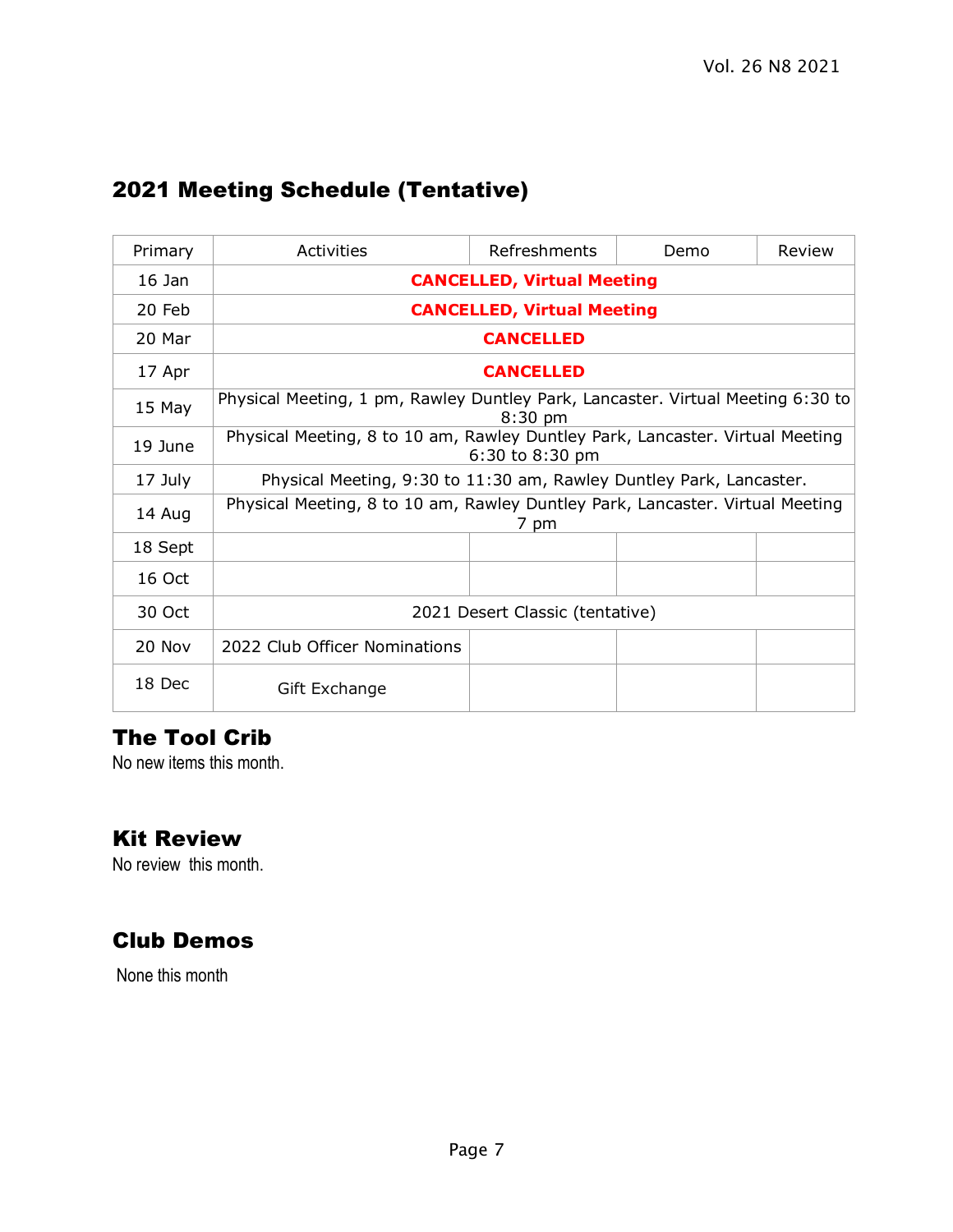## 2021 Meeting Schedule (Tentative)

| Primary | Activities | Refreshments | Demo | Review |
| --- | --- | --- | --- | --- |
| 16 Jan | **CANCELLED, Virtual Meeting** | | | |
| 20 Feb | **CANCELLED, Virtual Meeting** | | | |
| 20 Mar | **CANCELLED** | | | |
| 17 Apr | **CANCELLED** | | | |
| 15 May | Physical Meeting, 1 pm, Rawley Duntley Park, Lancaster. Virtual Meeting 6:30 to 8:30 pm | | | |
| 19 June | Physical Meeting, 8 to 10 am, Rawley Duntley Park, Lancaster. Virtual Meeting 6:30 to 8:30 pm | | | |
| 17 July | Physical Meeting, 9:30 to 11:30 am, Rawley Duntley Park, Lancaster. | | | |
| 14 Aug | Physical Meeting, 8 to 10 am, Rawley Duntley Park, Lancaster. Virtual Meeting 7 pm | | | |
| 18 Sept | | | | |
| 16 Oct | | | | |
| 30 Oct | 2021 Desert Classic (tentative) | | | |
| 20 Nov | 2022 Club Officer Nominations | | | |
| 18 Dec | Gift Exchange | | | |

## The Tool Crib

No new items this month.

## Kit Review

No review this month.

## Club Demos

None this month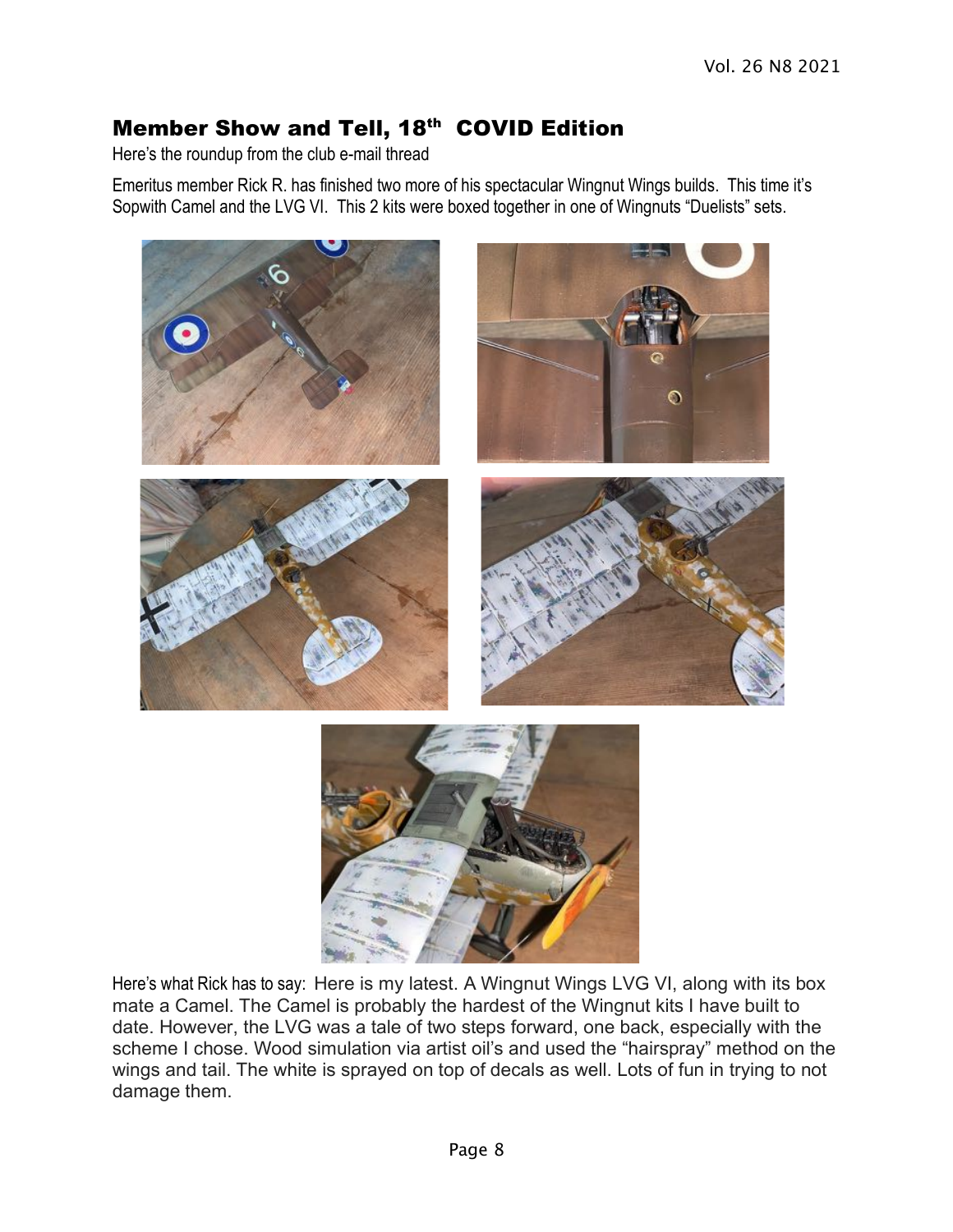## Member Show and Tell, 18th COVID Edition

Here's the roundup from the club e-mail thread

Emeritus member Rick R. has finished two more of his spectacular Wingnut Wings builds. This time it's Sopwith Camel and the LVG VI. This 2 kits were boxed together in one of Wingnuts "Duelists" sets.

Here's what Rick has to say: Here is my latest. A Wingnut Wings LVG VI, along with its box mate a Camel. The Camel is probably the hardest of the Wingnut kits I have built to date. However, the LVG was a tale of two steps forward, one back, especially with the scheme I chose. Wood simulation via artist oil's and used the "hairspray" method on the wings and tail. The white is sprayed on top of decals as well. Lots of fun in trying to not damage them.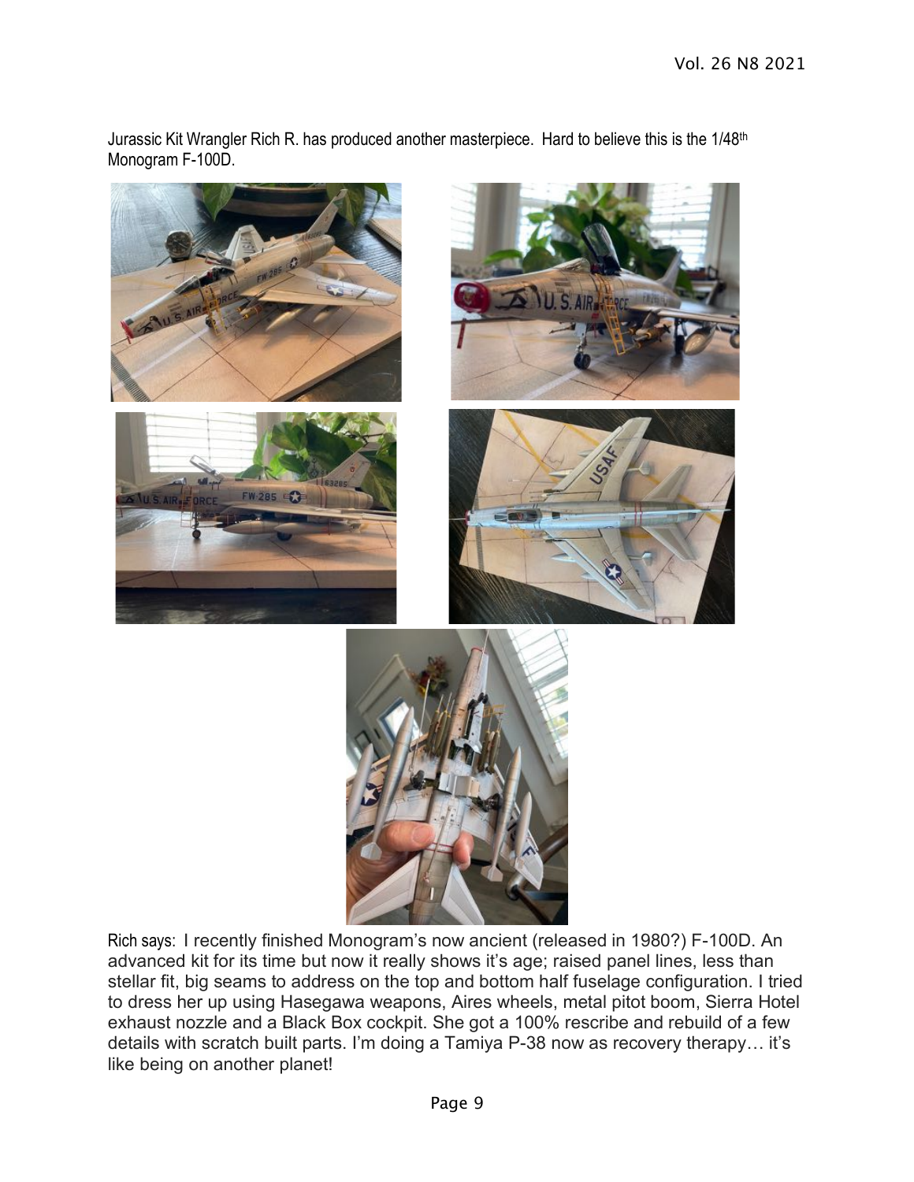Jurassic Kit Wrangler Rich R. has produced another masterpiece. Hard to believe this is the 1/48th Monogram F-100D.

Rich says: I recently finished Monogram's now ancient (released in 1980?) F-100D. An advanced kit for its time but now it really shows it's age; raised panel lines, less than stellar fit, big seams to address on the top and bottom half fuselage configuration. I tried to dress her up using Hasegawa weapons, Aires wheels, metal pitot boom, Sierra Hotel exhaust nozzle and a Black Box cockpit. She got a 100% rescribe and rebuild of a few details with scratch built parts. I'm doing a Tamiya P-38 now as recovery therapy… it's like being on another planet!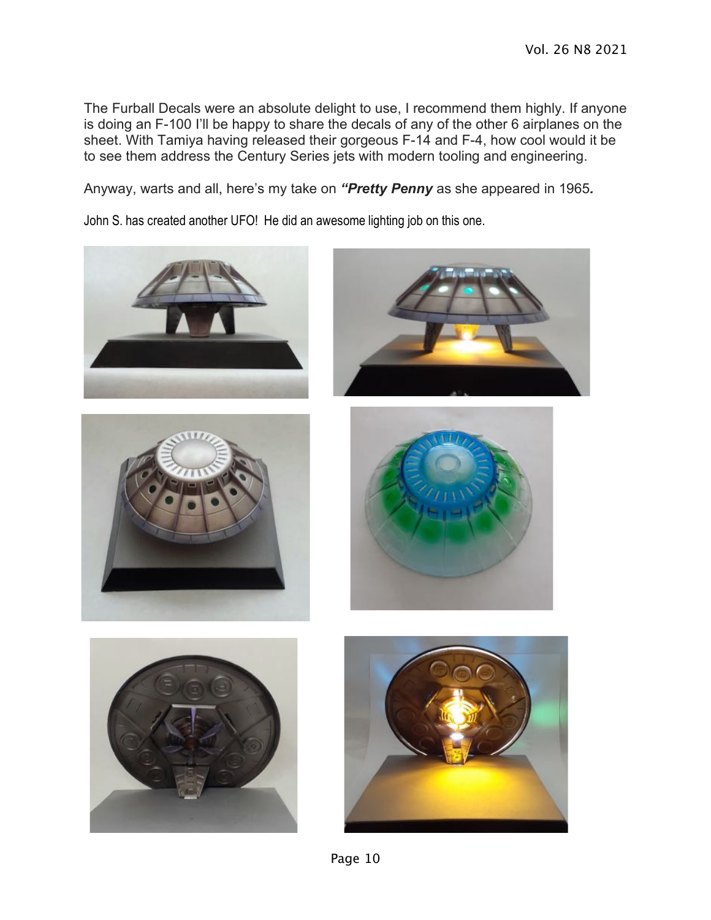The Furball Decals were an absolute delight to use, I recommend them highly. If anyone is doing an F-100 I'll be happy to share the decals of any of the other 6 airplanes on the sheet. With Tamiya having released their gorgeous F-14 and F-4, how cool would it be to see them address the Century Series jets with modern tooling and engineering.

Anyway, warts and all, here's my take on ***"Pretty Penny*** as she appeared in 1965***.***

John S. has created another UFO! He did an awesome lighting job on this one.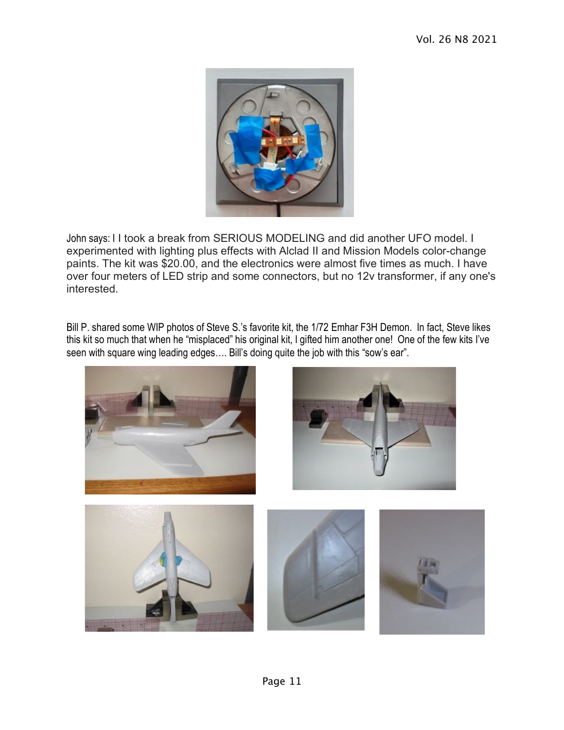John says: I I took a break from SERIOUS MODELING and did another UFO model. I experimented with lighting plus effects with Alclad II and Mission Models color-change paints. The kit was $20.00, and the electronics were almost five times as much. I have over four meters of LED strip and some connectors, but no 12v transformer, if any one's interested.

Bill P. shared some WIP photos of Steve S.'s favorite kit, the 1/72 Emhar F3H Demon. In fact, Steve likes this kit so much that when he "misplaced" his original kit, I gifted him another one! One of the few kits I've seen with square wing leading edges…. Bill's doing quite the job with this "sow's ear".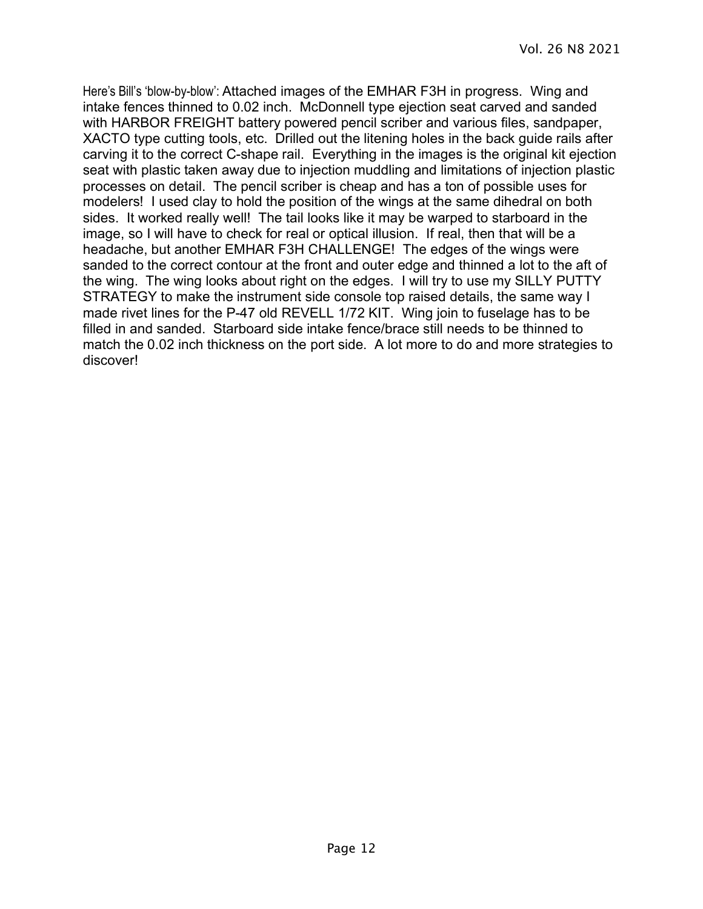Here's Bill's 'blow-by-blow': Attached images of the EMHAR F3H in progress. Wing and intake fences thinned to 0.02 inch. McDonnell type ejection seat carved and sanded with HARBOR FREIGHT battery powered pencil scriber and various files, sandpaper, XACTO type cutting tools, etc. Drilled out the litening holes in the back guide rails after carving it to the correct C-shape rail. Everything in the images is the original kit ejection seat with plastic taken away due to injection muddling and limitations of injection plastic processes on detail. The pencil scriber is cheap and has a ton of possible uses for modelers! I used clay to hold the position of the wings at the same dihedral on both sides. It worked really well! The tail looks like it may be warped to starboard in the image, so I will have to check for real or optical illusion. If real, then that will be a headache, but another EMHAR F3H CHALLENGE! The edges of the wings were sanded to the correct contour at the front and outer edge and thinned a lot to the aft of the wing. The wing looks about right on the edges. I will try to use my SILLY PUTTY STRATEGY to make the instrument side console top raised details, the same way I made rivet lines for the P-47 old REVELL 1/72 KIT. Wing join to fuselage has to be filled in and sanded. Starboard side intake fence/brace still needs to be thinned to match the 0.02 inch thickness on the port side. A lot more to do and more strategies to discover!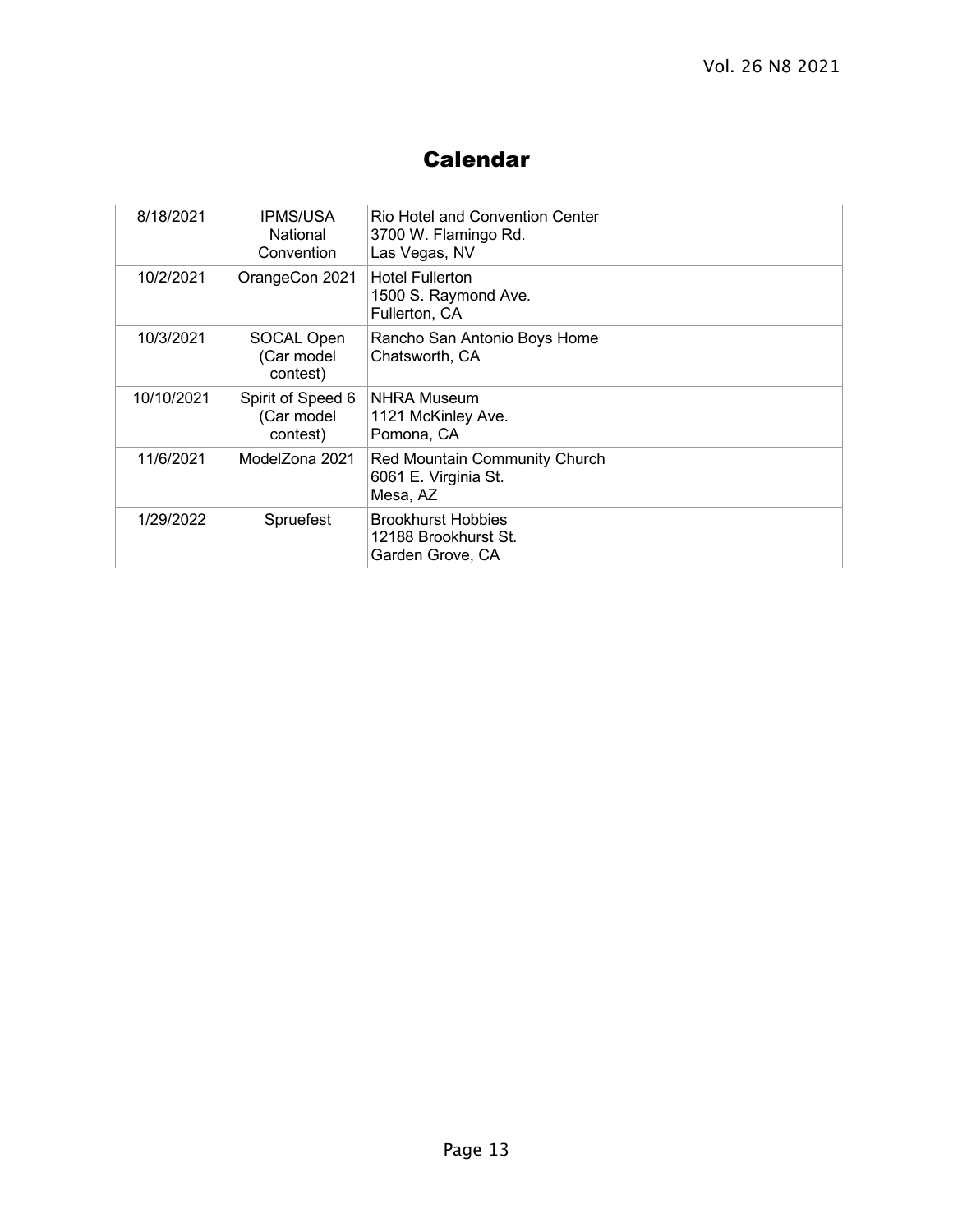# Calendar

| | | |
|---|---|---|
| 8/18/2021 | IPMS/USA National Convention | Rio Hotel and Convention Center<br>3700 W. Flamingo Rd.<br>Las Vegas, NV |
| 10/2/2021 | OrangeCon 2021 | Hotel Fullerton<br>1500 S. Raymond Ave.<br>Fullerton, CA |
| 10/3/2021 | SOCAL Open (Car model contest) | Rancho San Antonio Boys Home<br>Chatsworth, CA |
| 10/10/2021 | Spirit of Speed 6 (Car model contest) | NHRA Museum<br>1121 McKinley Ave.<br>Pomona, CA |
| 11/6/2021 | ModelZona 2021 | Red Mountain Community Church<br>6061 E. Virginia St.<br>Mesa, AZ |
| 1/29/2022 | Spruefest | Brookhurst Hobbies<br>12188 Brookhurst St.<br>Garden Grove, CA |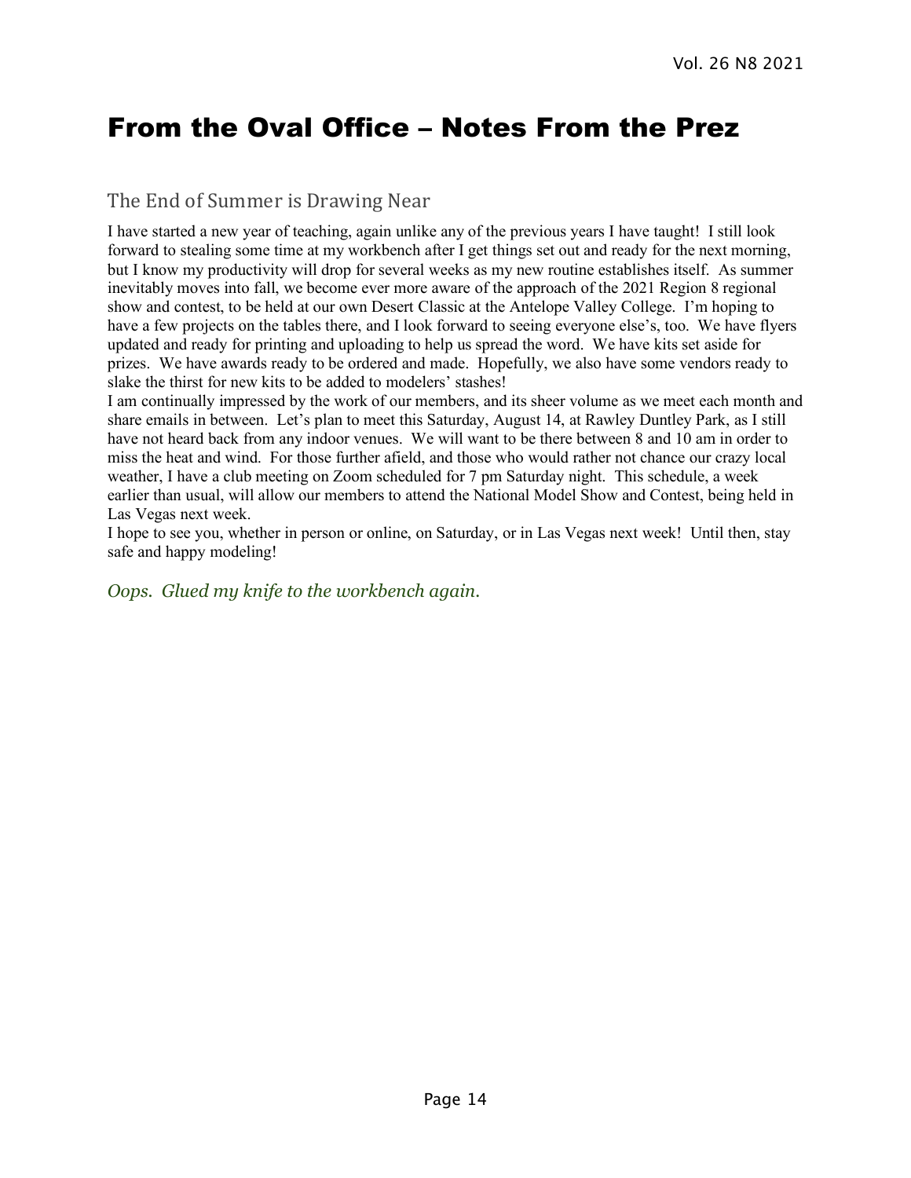# From the Oval Office – Notes From the Prez

## The End of Summer is Drawing Near

I have started a new year of teaching, again unlike any of the previous years I have taught! I still look forward to stealing some time at my workbench after I get things set out and ready for the next morning, but I know my productivity will drop for several weeks as my new routine establishes itself. As summer inevitably moves into fall, we become ever more aware of the approach of the 2021 Region 8 regional show and contest, to be held at our own Desert Classic at the Antelope Valley College. I'm hoping to have a few projects on the tables there, and I look forward to seeing everyone else's, too. We have flyers updated and ready for printing and uploading to help us spread the word. We have kits set aside for prizes. We have awards ready to be ordered and made. Hopefully, we also have some vendors ready to slake the thirst for new kits to be added to modelers' stashes!

I am continually impressed by the work of our members, and its sheer volume as we meet each month and share emails in between. Let's plan to meet this Saturday, August 14, at Rawley Duntley Park, as I still have not heard back from any indoor venues. We will want to be there between 8 and 10 am in order to miss the heat and wind. For those further afield, and those who would rather not chance our crazy local weather, I have a club meeting on Zoom scheduled for 7 pm Saturday night. This schedule, a week earlier than usual, will allow our members to attend the National Model Show and Contest, being held in Las Vegas next week.

I hope to see you, whether in person or online, on Saturday, or in Las Vegas next week! Until then, stay safe and happy modeling!

*Oops. Glued my knife to the workbench again.*